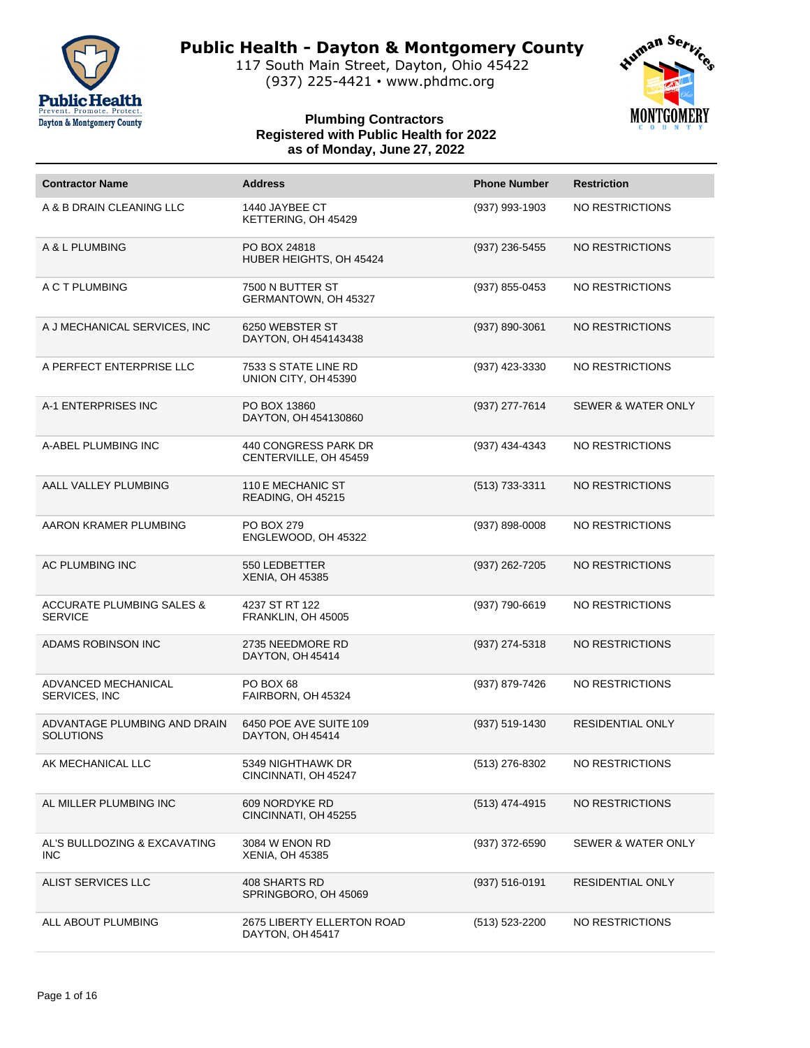# Public Health - Dayton & Montgomery County

117 South Main Street, Dayton, Ohio 45422
(937) 225-4421 • www.phdmc.org

## Plumbing Contractors
## Registered with Public Health for 2022
## as of Monday, June 27, 2022

| Contractor Name | Address | Phone Number | Restriction |
|---|---|---|---|
| A & B DRAIN CLEANING LLC | 1440 JAYBEE CT<br>KETTERING, OH 45429 | (937) 993-1903 | NO RESTRICTIONS |
| A & L PLUMBING | PO BOX 24818<br>HUBER HEIGHTS, OH 45424 | (937) 236-5455 | NO RESTRICTIONS |
| A C T PLUMBING | 7500 N BUTTER ST<br>GERMANTOWN, OH 45327 | (937) 855-0453 | NO RESTRICTIONS |
| A J MECHANICAL SERVICES, INC | 6250 WEBSTER ST<br>DAYTON, OH 454143438 | (937) 890-3061 | NO RESTRICTIONS |
| A PERFECT ENTERPRISE LLC | 7533 S STATE LINE RD<br>UNION CITY, OH 45390 | (937) 423-3330 | NO RESTRICTIONS |
| A-1 ENTERPRISES INC | PO BOX 13860<br>DAYTON, OH 454130860 | (937) 277-7614 | SEWER & WATER ONLY |
| A-ABEL PLUMBING INC | 440 CONGRESS PARK DR<br>CENTERVILLE, OH 45459 | (937) 434-4343 | NO RESTRICTIONS |
| AALL VALLEY PLUMBING | 110 E MECHANIC ST<br>READING, OH 45215 | (513) 733-3311 | NO RESTRICTIONS |
| AARON KRAMER PLUMBING | PO BOX 279<br>ENGLEWOOD, OH 45322 | (937) 898-0008 | NO RESTRICTIONS |
| AC PLUMBING INC | 550 LEDBETTER<br>XENIA, OH 45385 | (937) 262-7205 | NO RESTRICTIONS |
| ACCURATE PLUMBING SALES & SERVICE | 4237 ST RT 122<br>FRANKLIN, OH 45005 | (937) 790-6619 | NO RESTRICTIONS |
| ADAMS ROBINSON INC | 2735 NEEDMORE RD<br>DAYTON, OH 45414 | (937) 274-5318 | NO RESTRICTIONS |
| ADVANCED MECHANICAL SERVICES, INC | PO BOX 68<br>FAIRBORN, OH 45324 | (937) 879-7426 | NO RESTRICTIONS |
| ADVANTAGE PLUMBING AND DRAIN SOLUTIONS | 6450 POE AVE SUITE 109<br>DAYTON, OH 45414 | (937) 519-1430 | RESIDENTIAL ONLY |
| AK MECHANICAL LLC | 5349 NIGHTHAWK DR<br>CINCINNATI, OH 45247 | (513) 276-8302 | NO RESTRICTIONS |
| AL MILLER PLUMBING INC | 609 NORDYKE RD<br>CINCINNATI, OH 45255 | (513) 474-4915 | NO RESTRICTIONS |
| AL'S BULLDOZING & EXCAVATING INC | 3084 W ENON RD<br>XENIA, OH 45385 | (937) 372-6590 | SEWER & WATER ONLY |
| ALIST SERVICES LLC | 408 SHARTS RD<br>SPRINGBORO, OH 45069 | (937) 516-0191 | RESIDENTIAL ONLY |
| ALL ABOUT PLUMBING | 2675 LIBERTY ELLERTON ROAD<br>DAYTON, OH 45417 | (513) 523-2200 | NO RESTRICTIONS |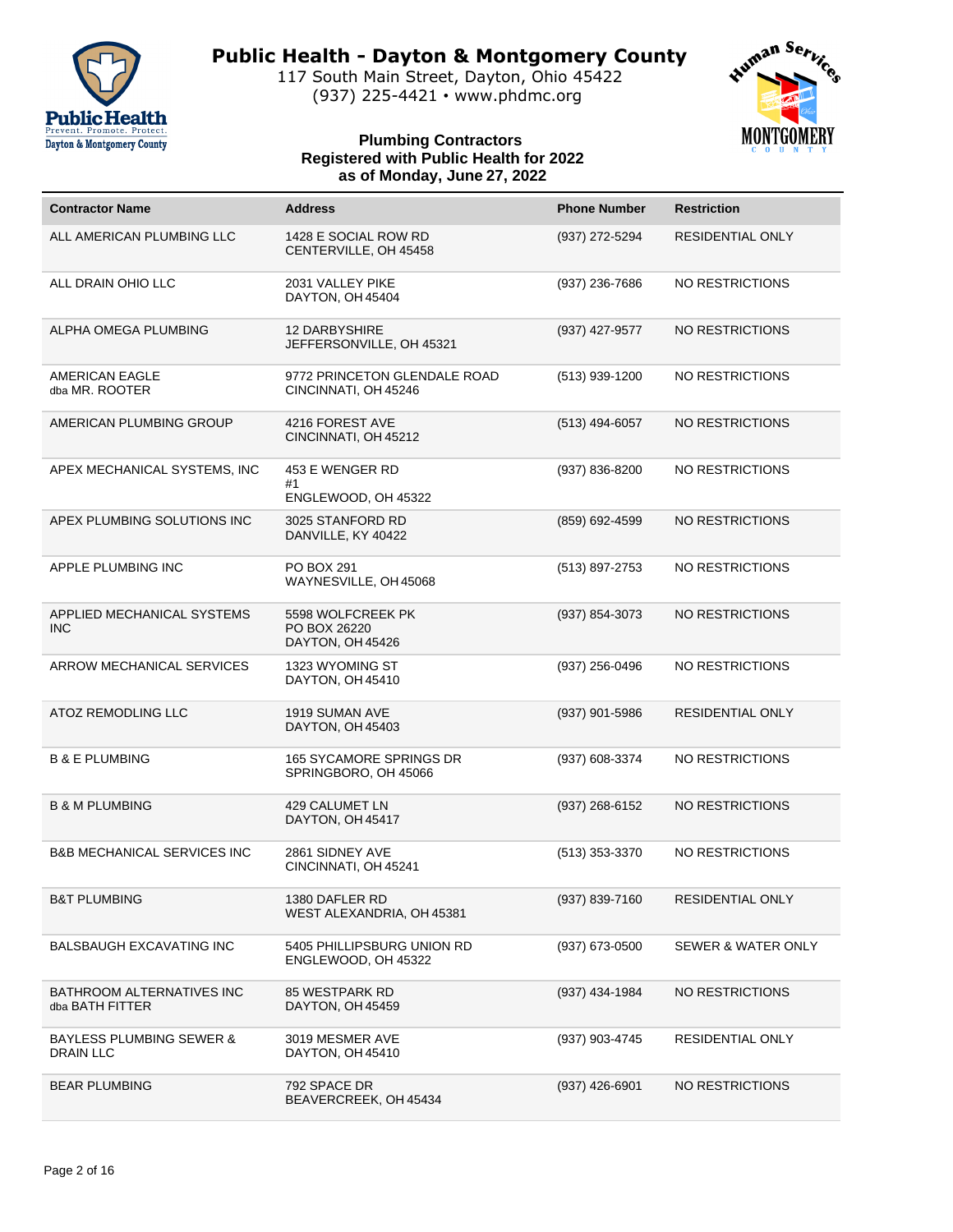# Public Health - Dayton & Montgomery County

117 South Main Street, Dayton, Ohio 45422
(937) 225-4421 • www.phdmc.org

## Plumbing Contractors Registered with Public Health for 2022 as of Monday, June 27, 2022

| Contractor Name | Address | Phone Number | Restriction |
|---|---|---|---|
| ALL AMERICAN PLUMBING LLC | 1428 E SOCIAL ROW RD<br>CENTERVILLE, OH 45458 | (937) 272-5294 | RESIDENTIAL ONLY |
| ALL DRAIN OHIO LLC | 2031 VALLEY PIKE<br>DAYTON, OH 45404 | (937) 236-7686 | NO RESTRICTIONS |
| ALPHA OMEGA PLUMBING | 12 DARBYSHIRE<br>JEFFERSONVILLE, OH 45321 | (937) 427-9577 | NO RESTRICTIONS |
| AMERICAN EAGLE<br>dba MR. ROOTER | 9772 PRINCETON GLENDALE ROAD<br>CINCINNATI, OH 45246 | (513) 939-1200 | NO RESTRICTIONS |
| AMERICAN PLUMBING GROUP | 4216 FOREST AVE<br>CINCINNATI, OH 45212 | (513) 494-6057 | NO RESTRICTIONS |
| APEX MECHANICAL SYSTEMS, INC | 453 E WENGER RD<br>#1<br>ENGLEWOOD, OH 45322 | (937) 836-8200 | NO RESTRICTIONS |
| APEX PLUMBING SOLUTIONS INC | 3025 STANFORD RD<br>DANVILLE, KY 40422 | (859) 692-4599 | NO RESTRICTIONS |
| APPLE PLUMBING INC | PO BOX 291<br>WAYNESVILLE, OH 45068 | (513) 897-2753 | NO RESTRICTIONS |
| APPLIED MECHANICAL SYSTEMS INC | 5598 WOLFCREEK PK<br>PO BOX 26220<br>DAYTON, OH 45426 | (937) 854-3073 | NO RESTRICTIONS |
| ARROW MECHANICAL SERVICES | 1323 WYOMING ST<br>DAYTON, OH 45410 | (937) 256-0496 | NO RESTRICTIONS |
| ATOZ REMODLING LLC | 1919 SUMAN AVE<br>DAYTON, OH 45403 | (937) 901-5986 | RESIDENTIAL ONLY |
| B & E PLUMBING | 165 SYCAMORE SPRINGS DR<br>SPRINGBORO, OH 45066 | (937) 608-3374 | NO RESTRICTIONS |
| B & M PLUMBING | 429 CALUMET LN<br>DAYTON, OH 45417 | (937) 268-6152 | NO RESTRICTIONS |
| B&B MECHANICAL SERVICES INC | 2861 SIDNEY AVE<br>CINCINNATI, OH 45241 | (513) 353-3370 | NO RESTRICTIONS |
| B&T PLUMBING | 1380 DAFLER RD<br>WEST ALEXANDRIA, OH 45381 | (937) 839-7160 | RESIDENTIAL ONLY |
| BALSBAUGH EXCAVATING INC | 5405 PHILLIPSBURG UNION RD<br>ENGLEWOOD, OH 45322 | (937) 673-0500 | SEWER & WATER ONLY |
| BATHROOM ALTERNATIVES INC<br>dba BATH FITTER | 85 WESTPARK RD<br>DAYTON, OH 45459 | (937) 434-1984 | NO RESTRICTIONS |
| BAYLESS PLUMBING SEWER & DRAIN LLC | 3019 MESMER AVE<br>DAYTON, OH 45410 | (937) 903-4745 | RESIDENTIAL ONLY |
| BEAR PLUMBING | 792 SPACE DR<br>BEAVERCREEK, OH 45434 | (937) 426-6901 | NO RESTRICTIONS |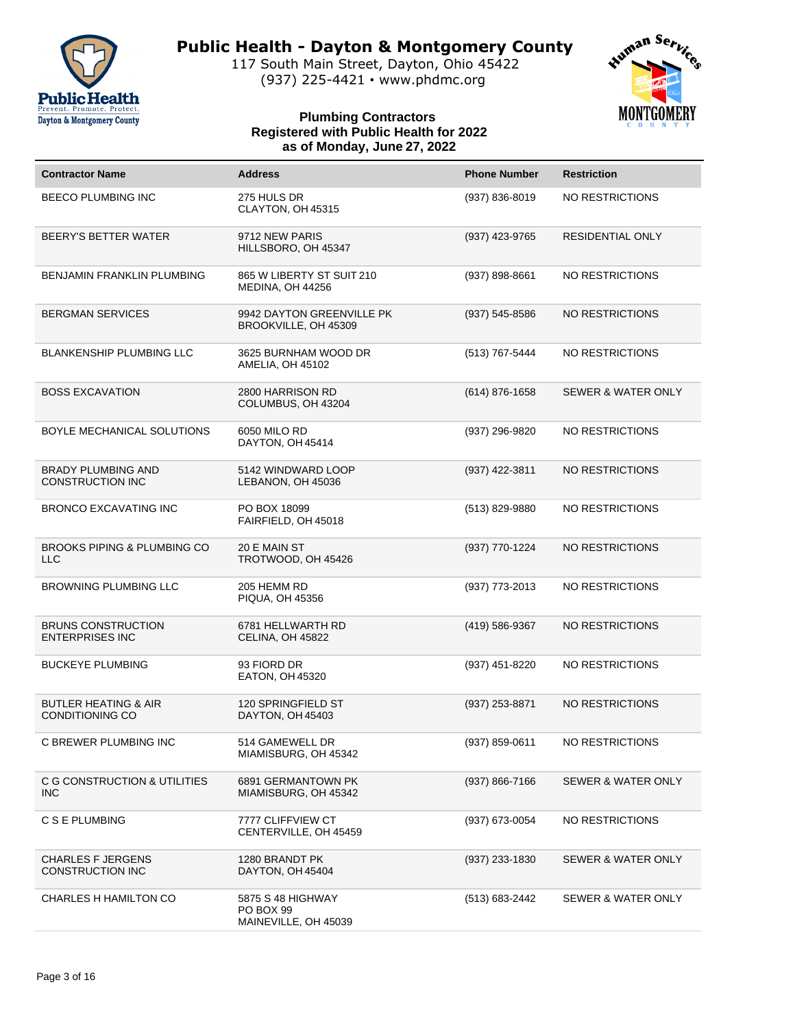# Public Health - Dayton & Montgomery County

117 South Main Street, Dayton, Ohio 45422
(937) 225-4421 • www.phdmc.org

### Plumbing Contractors
### Registered with Public Health for 2022
### as of Monday, June 27, 2022

| Contractor Name | Address | Phone Number | Restriction |
|---|---|---|---|
| BEECO PLUMBING INC | 275 HULS DR<br>CLAYTON, OH 45315 | (937) 836-8019 | NO RESTRICTIONS |
| BEERY'S BETTER WATER | 9712 NEW PARIS<br>HILLSBORO, OH 45347 | (937) 423-9765 | RESIDENTIAL ONLY |
| BENJAMIN FRANKLIN PLUMBING | 865 W LIBERTY ST SUIT 210<br>MEDINA, OH 44256 | (937) 898-8661 | NO RESTRICTIONS |
| BERGMAN SERVICES | 9942 DAYTON GREENVILLE PK<br>BROOKVILLE, OH 45309 | (937) 545-8586 | NO RESTRICTIONS |
| BLANKENSHIP PLUMBING LLC | 3625 BURNHAM WOOD DR<br>AMELIA, OH 45102 | (513) 767-5444 | NO RESTRICTIONS |
| BOSS EXCAVATION | 2800 HARRISON RD<br>COLUMBUS, OH 43204 | (614) 876-1658 | SEWER & WATER ONLY |
| BOYLE MECHANICAL SOLUTIONS | 6050 MILO RD<br>DAYTON, OH 45414 | (937) 296-9820 | NO RESTRICTIONS |
| BRADY PLUMBING AND CONSTRUCTION INC | 5142 WINDWARD LOOP<br>LEBANON, OH 45036 | (937) 422-3811 | NO RESTRICTIONS |
| BRONCO EXCAVATING INC | PO BOX 18099<br>FAIRFIELD, OH 45018 | (513) 829-9880 | NO RESTRICTIONS |
| BROOKS PIPING & PLUMBING CO LLC | 20 E MAIN ST<br>TROTWOOD, OH 45426 | (937) 770-1224 | NO RESTRICTIONS |
| BROWNING PLUMBING LLC | 205 HEMM RD<br>PIQUA, OH 45356 | (937) 773-2013 | NO RESTRICTIONS |
| BRUNS CONSTRUCTION ENTERPRISES INC | 6781 HELLWARTH RD<br>CELINA, OH 45822 | (419) 586-9367 | NO RESTRICTIONS |
| BUCKEYE PLUMBING | 93 FIORD DR<br>EATON, OH 45320 | (937) 451-8220 | NO RESTRICTIONS |
| BUTLER HEATING & AIR CONDITIONING CO | 120 SPRINGFIELD ST<br>DAYTON, OH 45403 | (937) 253-8871 | NO RESTRICTIONS |
| C BREWER PLUMBING INC | 514 GAMEWELL DR<br>MIAMISBURG, OH 45342 | (937) 859-0611 | NO RESTRICTIONS |
| C G CONSTRUCTION & UTILITIES INC | 6891 GERMANTOWN PK<br>MIAMISBURG, OH 45342 | (937) 866-7166 | SEWER & WATER ONLY |
| C S E PLUMBING | 7777 CLIFFVIEW CT<br>CENTERVILLE, OH 45459 | (937) 673-0054 | NO RESTRICTIONS |
| CHARLES F JERGENS CONSTRUCTION INC | 1280 BRANDT PK<br>DAYTON, OH 45404 | (937) 233-1830 | SEWER & WATER ONLY |
| CHARLES H HAMILTON CO | 5875 S 48 HIGHWAY<br>PO BOX 99<br>MAINEVILLE, OH 45039 | (513) 683-2442 | SEWER & WATER ONLY |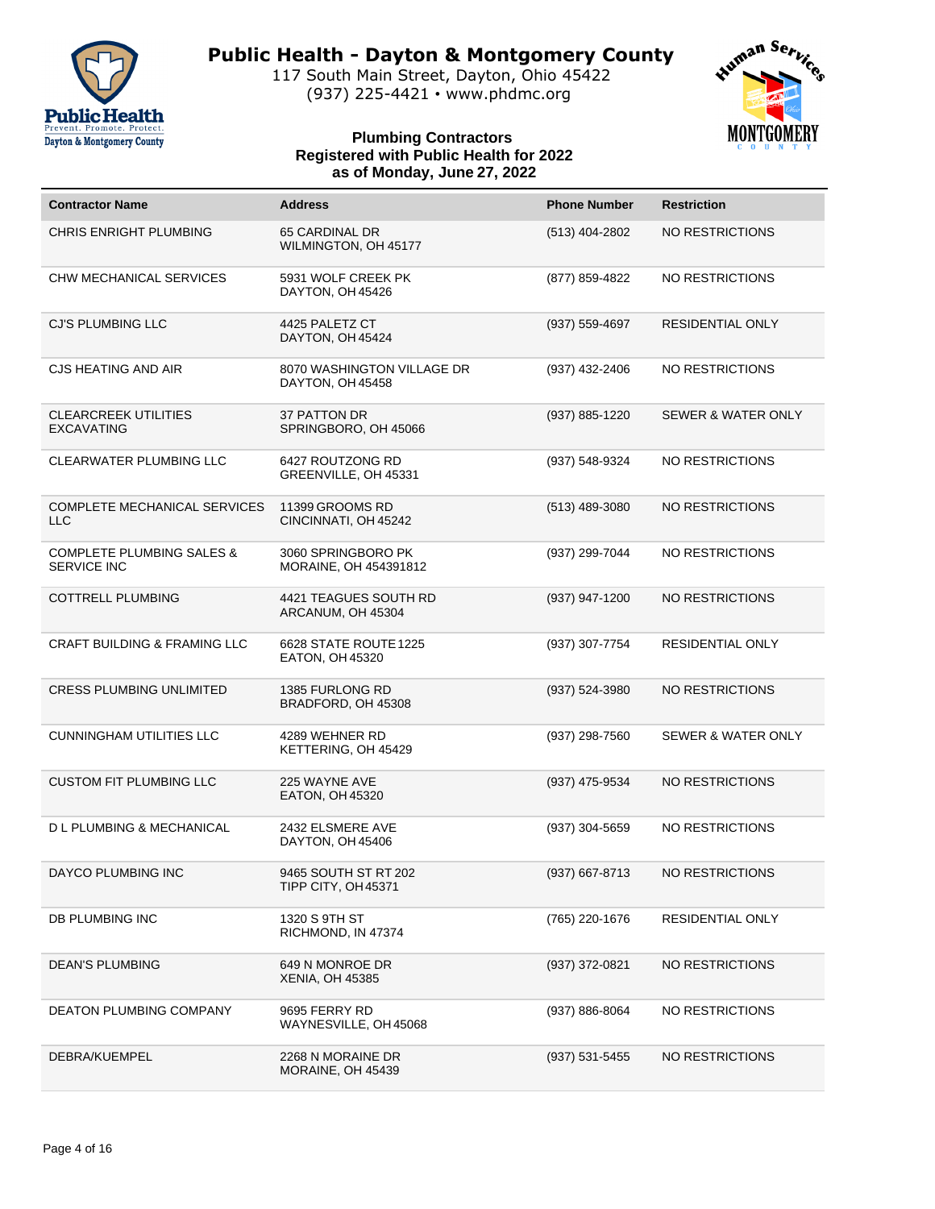# Public Health - Dayton & Montgomery County

117 South Main Street, Dayton, Ohio 45422
(937) 225-4421 • www.phdmc.org

## Plumbing Contractors Registered with Public Health for 2022 as of Monday, June 27, 2022

| Contractor Name | Address | Phone Number | Restriction |
| --- | --- | --- | --- |
| CHRIS ENRIGHT PLUMBING | 65 CARDINAL DR<br>WILMINGTON, OH 45177 | (513) 404-2802 | NO RESTRICTIONS |
| CHW MECHANICAL SERVICES | 5931 WOLF CREEK PK<br>DAYTON, OH 45426 | (877) 859-4822 | NO RESTRICTIONS |
| CJ'S PLUMBING LLC | 4425 PALETZ CT<br>DAYTON, OH 45424 | (937) 559-4697 | RESIDENTIAL ONLY |
| CJS HEATING AND AIR | 8070 WASHINGTON VILLAGE DR<br>DAYTON, OH 45458 | (937) 432-2406 | NO RESTRICTIONS |
| CLEARCREEK UTILITIES EXCAVATING | 37 PATTON DR<br>SPRINGBORO, OH 45066 | (937) 885-1220 | SEWER & WATER ONLY |
| CLEARWATER PLUMBING LLC | 6427 ROUTZONG RD<br>GREENVILLE, OH 45331 | (937) 548-9324 | NO RESTRICTIONS |
| COMPLETE MECHANICAL SERVICES LLC | 11399 GROOMS RD<br>CINCINNATI, OH 45242 | (513) 489-3080 | NO RESTRICTIONS |
| COMPLETE PLUMBING SALES & SERVICE INC | 3060 SPRINGBORO PK<br>MORAINE, OH 454391812 | (937) 299-7044 | NO RESTRICTIONS |
| COTTRELL PLUMBING | 4421 TEAGUES SOUTH RD<br>ARCANUM, OH 45304 | (937) 947-1200 | NO RESTRICTIONS |
| CRAFT BUILDING & FRAMING LLC | 6628 STATE ROUTE 1225<br>EATON, OH 45320 | (937) 307-7754 | RESIDENTIAL ONLY |
| CRESS PLUMBING UNLIMITED | 1385 FURLONG RD<br>BRADFORD, OH 45308 | (937) 524-3980 | NO RESTRICTIONS |
| CUNNINGHAM UTILITIES LLC | 4289 WEHNER RD<br>KETTERING, OH 45429 | (937) 298-7560 | SEWER & WATER ONLY |
| CUSTOM FIT PLUMBING LLC | 225 WAYNE AVE<br>EATON, OH 45320 | (937) 475-9534 | NO RESTRICTIONS |
| D L PLUMBING & MECHANICAL | 2432 ELSMERE AVE<br>DAYTON, OH 45406 | (937) 304-5659 | NO RESTRICTIONS |
| DAYCO PLUMBING INC | 9465 SOUTH ST RT 202<br>TIPP CITY, OH 45371 | (937) 667-8713 | NO RESTRICTIONS |
| DB PLUMBING INC | 1320 S 9TH ST<br>RICHMOND, IN 47374 | (765) 220-1676 | RESIDENTIAL ONLY |
| DEAN'S PLUMBING | 649 N MONROE DR<br>XENIA, OH 45385 | (937) 372-0821 | NO RESTRICTIONS |
| DEATON PLUMBING COMPANY | 9695 FERRY RD<br>WAYNESVILLE, OH 45068 | (937) 886-8064 | NO RESTRICTIONS |
| DEBRA/KUEMPEL | 2268 N MORAINE DR<br>MORAINE, OH 45439 | (937) 531-5455 | NO RESTRICTIONS |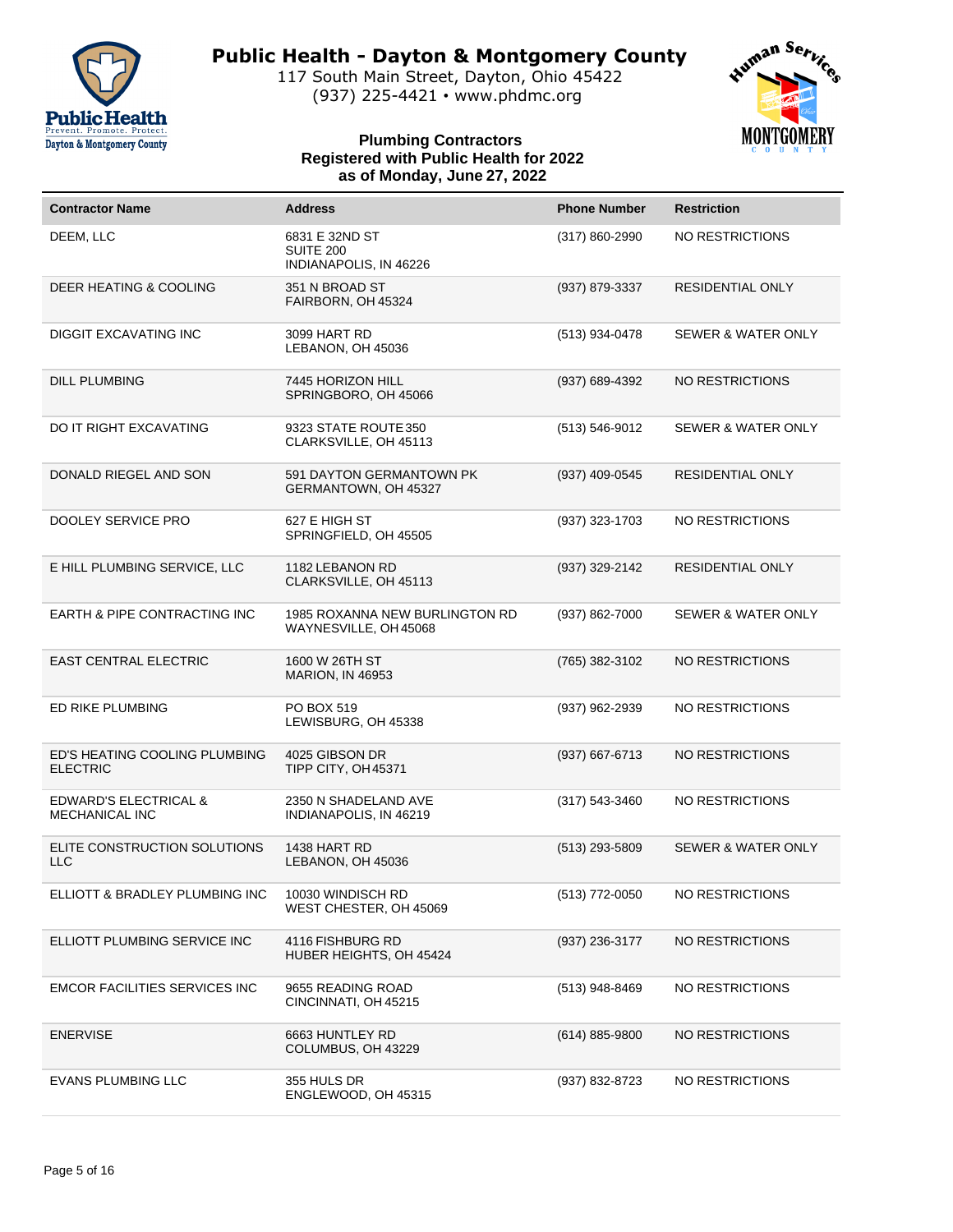# Public Health - Dayton & Montgomery County

117 South Main Street, Dayton, Ohio 45422
(937) 225-4421 • www.phdmc.org

### Plumbing Contractors
### Registered with Public Health for 2022
### as of Monday, June 27, 2022

| Contractor Name | Address | Phone Number | Restriction |
|---|---|---|---|
| DEEM, LLC | 6831 E 32ND ST<br>SUITE 200<br>INDIANAPOLIS, IN 46226 | (317) 860-2990 | NO RESTRICTIONS |
| DEER HEATING & COOLING | 351 N BROAD ST<br>FAIRBORN, OH 45324 | (937) 879-3337 | RESIDENTIAL ONLY |
| DIGGIT EXCAVATING INC | 3099 HART RD<br>LEBANON, OH 45036 | (513) 934-0478 | SEWER & WATER ONLY |
| DILL PLUMBING | 7445 HORIZON HILL<br>SPRINGBORO, OH 45066 | (937) 689-4392 | NO RESTRICTIONS |
| DO IT RIGHT EXCAVATING | 9323 STATE ROUTE 350<br>CLARKSVILLE, OH 45113 | (513) 546-9012 | SEWER & WATER ONLY |
| DONALD RIEGEL AND SON | 591 DAYTON GERMANTOWN PK<br>GERMANTOWN, OH 45327 | (937) 409-0545 | RESIDENTIAL ONLY |
| DOOLEY SERVICE PRO | 627 E HIGH ST<br>SPRINGFIELD, OH 45505 | (937) 323-1703 | NO RESTRICTIONS |
| E HILL PLUMBING SERVICE, LLC | 1182 LEBANON RD<br>CLARKSVILLE, OH 45113 | (937) 329-2142 | RESIDENTIAL ONLY |
| EARTH & PIPE CONTRACTING INC | 1985 ROXANNA NEW BURLINGTON RD<br>WAYNESVILLE, OH 45068 | (937) 862-7000 | SEWER & WATER ONLY |
| EAST CENTRAL ELECTRIC | 1600 W 26TH ST<br>MARION, IN 46953 | (765) 382-3102 | NO RESTRICTIONS |
| ED RIKE PLUMBING | PO BOX 519<br>LEWISBURG, OH 45338 | (937) 962-2939 | NO RESTRICTIONS |
| ED'S HEATING COOLING PLUMBING ELECTRIC | 4025 GIBSON DR<br>TIPP CITY, OH 45371 | (937) 667-6713 | NO RESTRICTIONS |
| EDWARD'S ELECTRICAL & MECHANICAL INC | 2350 N SHADELAND AVE<br>INDIANAPOLIS, IN 46219 | (317) 543-3460 | NO RESTRICTIONS |
| ELITE CONSTRUCTION SOLUTIONS LLC | 1438 HART RD<br>LEBANON, OH 45036 | (513) 293-5809 | SEWER & WATER ONLY |
| ELLIOTT & BRADLEY PLUMBING INC | 10030 WINDISCH RD<br>WEST CHESTER, OH 45069 | (513) 772-0050 | NO RESTRICTIONS |
| ELLIOTT PLUMBING SERVICE INC | 4116 FISHBURG RD<br>HUBER HEIGHTS, OH 45424 | (937) 236-3177 | NO RESTRICTIONS |
| EMCOR FACILITIES SERVICES INC | 9655 READING ROAD<br>CINCINNATI, OH 45215 | (513) 948-8469 | NO RESTRICTIONS |
| ENERVISE | 6663 HUNTLEY RD<br>COLUMBUS, OH 43229 | (614) 885-9800 | NO RESTRICTIONS |
| EVANS PLUMBING LLC | 355 HULS DR<br>ENGLEWOOD, OH 45315 | (937) 832-8723 | NO RESTRICTIONS |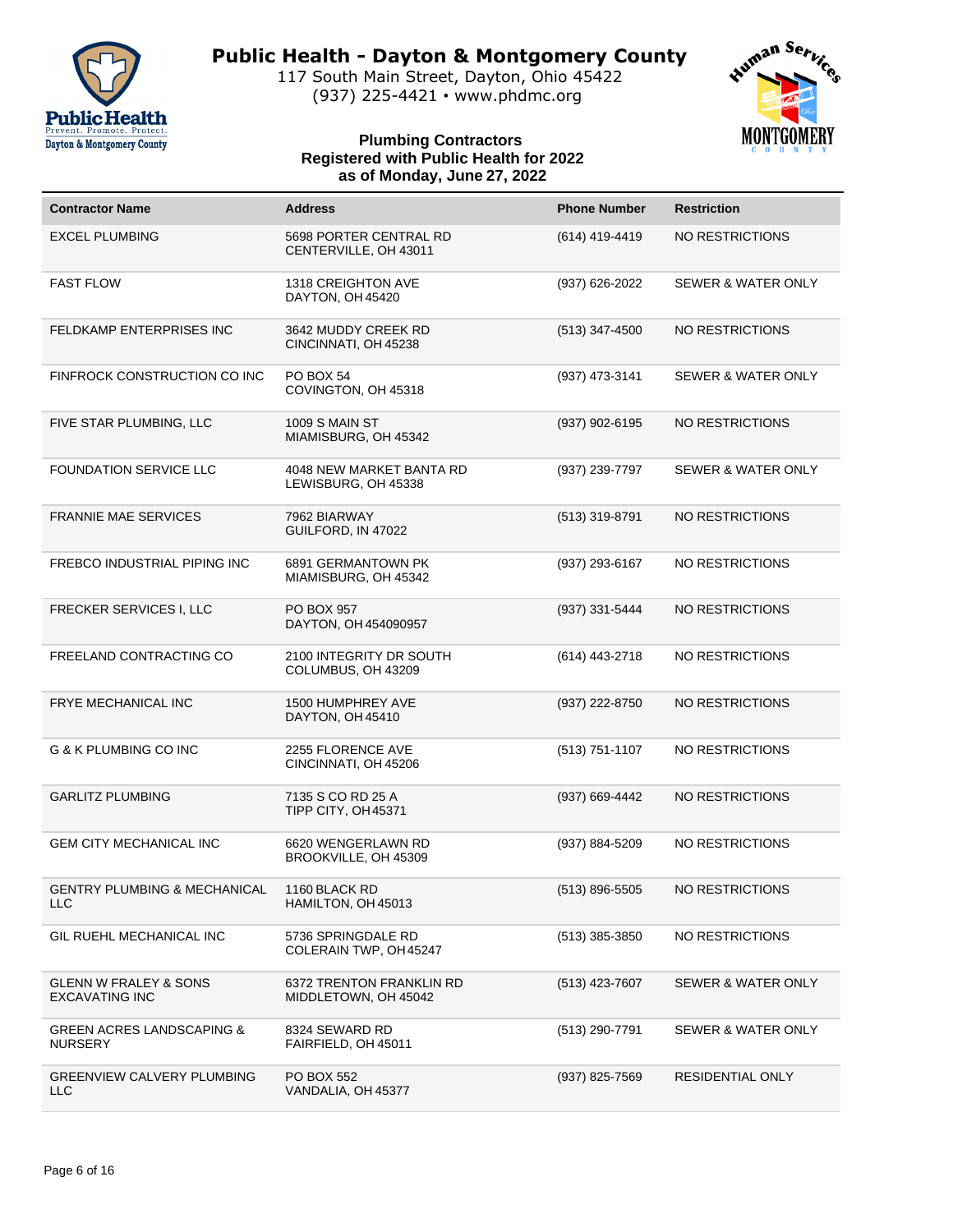# Public Health - Dayton & Montgomery County

117 South Main Street, Dayton, Ohio 45422
(937) 225-4421 • www.phdmc.org

## Plumbing Contractors Registered with Public Health for 2022 as of Monday, June 27, 2022

| Contractor Name | Address | Phone Number | Restriction |
|---|---|---|---|
| EXCEL PLUMBING | 5698 PORTER CENTRAL RD<br>CENTERVILLE, OH 43011 | (614) 419-4419 | NO RESTRICTIONS |
| FAST FLOW | 1318 CREIGHTON AVE<br>DAYTON, OH 45420 | (937) 626-2022 | SEWER & WATER ONLY |
| FELDKAMP ENTERPRISES INC | 3642 MUDDY CREEK RD<br>CINCINNATI, OH 45238 | (513) 347-4500 | NO RESTRICTIONS |
| FINFROCK CONSTRUCTION CO INC | PO BOX 54<br>COVINGTON, OH 45318 | (937) 473-3141 | SEWER & WATER ONLY |
| FIVE STAR PLUMBING, LLC | 1009 S MAIN ST<br>MIAMISBURG, OH 45342 | (937) 902-6195 | NO RESTRICTIONS |
| FOUNDATION SERVICE LLC | 4048 NEW MARKET BANTA RD<br>LEWISBURG, OH 45338 | (937) 239-7797 | SEWER & WATER ONLY |
| FRANNIE MAE SERVICES | 7962 BIARWAY<br>GUILFORD, IN 47022 | (513) 319-8791 | NO RESTRICTIONS |
| FREBCO INDUSTRIAL PIPING INC | 6891 GERMANTOWN PK<br>MIAMISBURG, OH 45342 | (937) 293-6167 | NO RESTRICTIONS |
| FRECKER SERVICES I, LLC | PO BOX 957<br>DAYTON, OH 454090957 | (937) 331-5444 | NO RESTRICTIONS |
| FREELAND CONTRACTING CO | 2100 INTEGRITY DR SOUTH<br>COLUMBUS, OH 43209 | (614) 443-2718 | NO RESTRICTIONS |
| FRYE MECHANICAL INC | 1500 HUMPHREY AVE<br>DAYTON, OH 45410 | (937) 222-8750 | NO RESTRICTIONS |
| G & K PLUMBING CO INC | 2255 FLORENCE AVE<br>CINCINNATI, OH 45206 | (513) 751-1107 | NO RESTRICTIONS |
| GARLITZ PLUMBING | 7135 S CO RD 25 A<br>TIPP CITY, OH 45371 | (937) 669-4442 | NO RESTRICTIONS |
| GEM CITY MECHANICAL INC | 6620 WENGERLAWN RD<br>BROOKVILLE, OH 45309 | (937) 884-5209 | NO RESTRICTIONS |
| GENTRY PLUMBING & MECHANICAL LLC | 1160 BLACK RD<br>HAMILTON, OH 45013 | (513) 896-5505 | NO RESTRICTIONS |
| GIL RUEHL MECHANICAL INC | 5736 SPRINGDALE RD<br>COLERAIN TWP, OH 45247 | (513) 385-3850 | NO RESTRICTIONS |
| GLENN W FRALEY & SONS EXCAVATING INC | 6372 TRENTON FRANKLIN RD<br>MIDDLETOWN, OH 45042 | (513) 423-7607 | SEWER & WATER ONLY |
| GREEN ACRES LANDSCAPING & NURSERY | 8324 SEWARD RD<br>FAIRFIELD, OH 45011 | (513) 290-7791 | SEWER & WATER ONLY |
| GREENVIEW CALVERY PLUMBING LLC | PO BOX 552<br>VANDALIA, OH 45377 | (937) 825-7569 | RESIDENTIAL ONLY |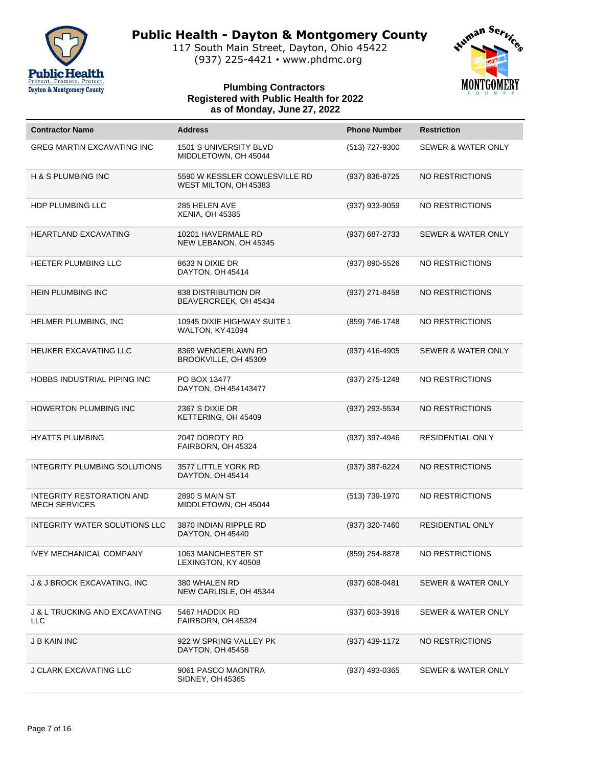# Public Health - Dayton & Montgomery County

117 South Main Street, Dayton, Ohio 45422
(937) 225-4421 • www.phdmc.org

### Plumbing Contractors
### Registered with Public Health for 2022
### as of Monday, June 27, 2022

| Contractor Name | Address | Phone Number | Restriction |
| --- | --- | --- | --- |
| GREG MARTIN EXCAVATING INC | 1501 S UNIVERSITY BLVD<br>MIDDLETOWN, OH 45044 | (513) 727-9300 | SEWER & WATER ONLY |
| H & S PLUMBING INC | 5590 W KESSLER COWLESVILLE RD<br>WEST MILTON, OH 45383 | (937) 836-8725 | NO RESTRICTIONS |
| HDP PLUMBING LLC | 285 HELEN AVE<br>XENIA, OH 45385 | (937) 933-9059 | NO RESTRICTIONS |
| HEARTLAND EXCAVATING | 10201 HAVERMALE RD<br>NEW LEBANON, OH 45345 | (937) 687-2733 | SEWER & WATER ONLY |
| HEETER PLUMBING LLC | 8633 N DIXIE DR<br>DAYTON, OH 45414 | (937) 890-5526 | NO RESTRICTIONS |
| HEIN PLUMBING INC | 838 DISTRIBUTION DR<br>BEAVERCREEK, OH 45434 | (937) 271-8458 | NO RESTRICTIONS |
| HELMER PLUMBING, INC | 10945 DIXIE HIGHWAY SUITE 1<br>WALTON, KY 41094 | (859) 746-1748 | NO RESTRICTIONS |
| HEUKER EXCAVATING LLC | 8369 WENGERLAWN RD<br>BROOKVILLE, OH 45309 | (937) 416-4905 | SEWER & WATER ONLY |
| HOBBS INDUSTRIAL PIPING INC | PO BOX 13477<br>DAYTON, OH 454143477 | (937) 275-1248 | NO RESTRICTIONS |
| HOWERTON PLUMBING INC | 2367 S DIXIE DR<br>KETTERING, OH 45409 | (937) 293-5534 | NO RESTRICTIONS |
| HYATTS PLUMBING | 2047 DOROTY RD<br>FAIRBORN, OH 45324 | (937) 397-4946 | RESIDENTIAL ONLY |
| INTEGRITY PLUMBING SOLUTIONS | 3577 LITTLE YORK RD<br>DAYTON, OH 45414 | (937) 387-6224 | NO RESTRICTIONS |
| INTEGRITY RESTORATION AND MECH SERVICES | 2890 S MAIN ST<br>MIDDLETOWN, OH 45044 | (513) 739-1970 | NO RESTRICTIONS |
| INTEGRITY WATER SOLUTIONS LLC | 3870 INDIAN RIPPLE RD<br>DAYTON, OH 45440 | (937) 320-7460 | RESIDENTIAL ONLY |
| IVEY MECHANICAL COMPANY | 1063 MANCHESTER ST<br>LEXINGTON, KY 40508 | (859) 254-8878 | NO RESTRICTIONS |
| J & J BROCK EXCAVATING, INC | 380 WHALEN RD<br>NEW CARLISLE, OH 45344 | (937) 608-0481 | SEWER & WATER ONLY |
| J & L TRUCKING AND EXCAVATING LLC | 5467 HADDIX RD<br>FAIRBORN, OH 45324 | (937) 603-3916 | SEWER & WATER ONLY |
| J B KAIN INC | 922 W SPRING VALLEY PK<br>DAYTON, OH 45458 | (937) 439-1172 | NO RESTRICTIONS |
| J CLARK EXCAVATING LLC | 9061 PASCO MAONTRA<br>SIDNEY, OH 45365 | (937) 493-0365 | SEWER & WATER ONLY |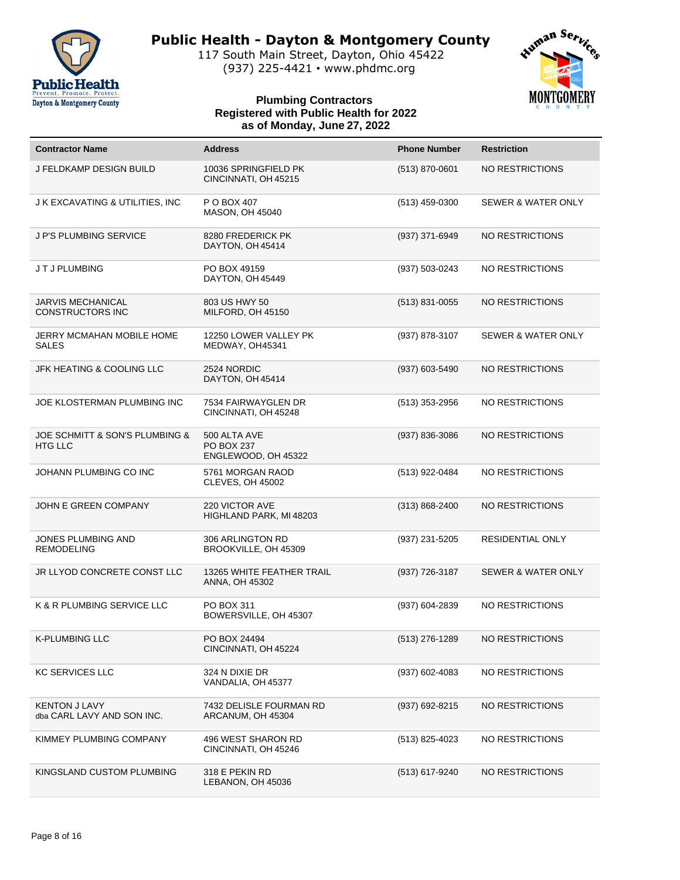# Public Health - Dayton & Montgomery County

117 South Main Street, Dayton, Ohio 45422
(937) 225-4421 • www.phdmc.org

### Plumbing Contractors
### Registered with Public Health for 2022
### as of Monday, June 27, 2022

| Contractor Name | Address | Phone Number | Restriction |
|---|---|---|---|
| J FELDKAMP DESIGN BUILD | 10036 SPRINGFIELD PK<br>CINCINNATI, OH 45215 | (513) 870-0601 | NO RESTRICTIONS |
| J K EXCAVATING & UTILITIES, INC | P O BOX 407<br>MASON, OH 45040 | (513) 459-0300 | SEWER & WATER ONLY |
| J P'S PLUMBING SERVICE | 8280 FREDERICK PK<br>DAYTON, OH 45414 | (937) 371-6949 | NO RESTRICTIONS |
| J T J PLUMBING | PO BOX 49159<br>DAYTON, OH 45449 | (937) 503-0243 | NO RESTRICTIONS |
| JARVIS MECHANICAL CONSTRUCTORS INC | 803 US HWY 50<br>MILFORD, OH 45150 | (513) 831-0055 | NO RESTRICTIONS |
| JERRY MCMAHAN MOBILE HOME SALES | 12250 LOWER VALLEY PK<br>MEDWAY, OH45341 | (937) 878-3107 | SEWER & WATER ONLY |
| JFK HEATING & COOLING LLC | 2524 NORDIC<br>DAYTON, OH 45414 | (937) 603-5490 | NO RESTRICTIONS |
| JOE KLOSTERMAN PLUMBING INC | 7534 FAIRWAYGLEN DR<br>CINCINNATI, OH 45248 | (513) 353-2956 | NO RESTRICTIONS |
| JOE SCHMITT & SON'S PLUMBING & HTG LLC | 500 ALTA AVE<br>PO BOX 237<br>ENGLEWOOD, OH 45322 | (937) 836-3086 | NO RESTRICTIONS |
| JOHANN PLUMBING CO INC | 5761 MORGAN RAOD<br>CLEVES, OH 45002 | (513) 922-0484 | NO RESTRICTIONS |
| JOHN E GREEN COMPANY | 220 VICTOR AVE<br>HIGHLAND PARK, MI 48203 | (313) 868-2400 | NO RESTRICTIONS |
| JONES PLUMBING AND REMODELING | 306 ARLINGTON RD<br>BROOKVILLE, OH 45309 | (937) 231-5205 | RESIDENTIAL ONLY |
| JR LLYOD CONCRETE CONST LLC | 13265 WHITE FEATHER TRAIL<br>ANNA, OH 45302 | (937) 726-3187 | SEWER & WATER ONLY |
| K & R PLUMBING SERVICE LLC | PO BOX 311<br>BOWERSVILLE, OH 45307 | (937) 604-2839 | NO RESTRICTIONS |
| K-PLUMBING LLC | PO BOX 24494<br>CINCINNATI, OH 45224 | (513) 276-1289 | NO RESTRICTIONS |
| KC SERVICES LLC | 324 N DIXIE DR<br>VANDALIA, OH 45377 | (937) 602-4083 | NO RESTRICTIONS |
| KENTON J LAVY<br>dba CARL LAVY AND SON INC. | 7432 DELISLE FOURMAN RD<br>ARCANUM, OH 45304 | (937) 692-8215 | NO RESTRICTIONS |
| KIMMEY PLUMBING COMPANY | 496 WEST SHARON RD<br>CINCINNATI, OH 45246 | (513) 825-4023 | NO RESTRICTIONS |
| KINGSLAND CUSTOM PLUMBING | 318 E PEKIN RD<br>LEBANON, OH 45036 | (513) 617-9240 | NO RESTRICTIONS |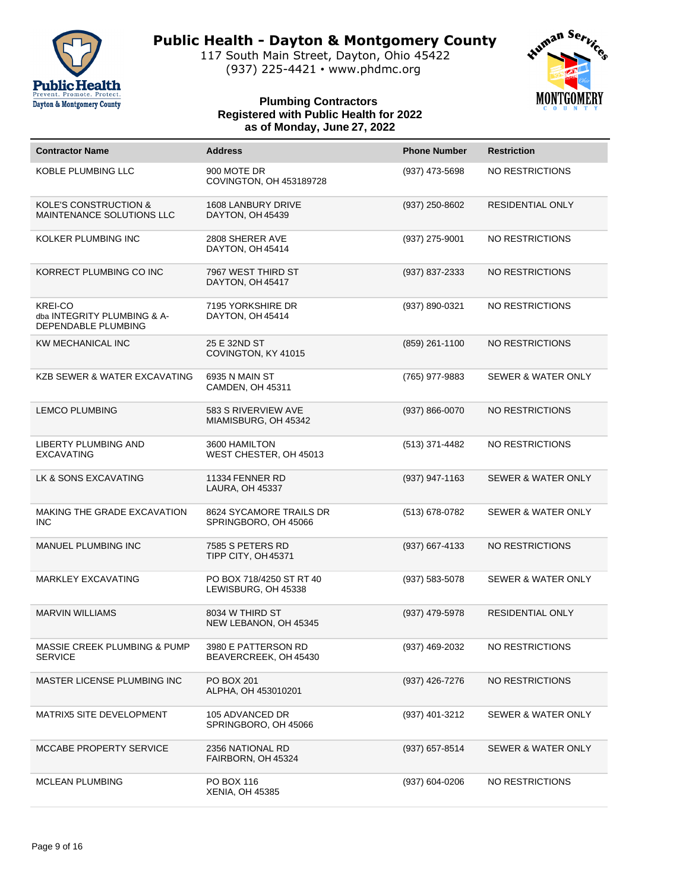# Public Health - Dayton & Montgomery County

117 South Main Street, Dayton, Ohio 45422
(937) 225-4421 • www.phdmc.org

**Plumbing Contractors**
**Registered with Public Health for 2022**
**as of Monday, June 27, 2022**

| Contractor Name | Address | Phone Number | Restriction |
|---|---|---|---|
| KOBLE PLUMBING LLC | 900 MOTE DR<br>COVINGTON, OH 453189728 | (937) 473-5698 | NO RESTRICTIONS |
| KOLE'S CONSTRUCTION & MAINTENANCE SOLUTIONS LLC | 1608 LANBURY DRIVE<br>DAYTON, OH 45439 | (937) 250-8602 | RESIDENTIAL ONLY |
| KOLKER PLUMBING INC | 2808 SHERER AVE<br>DAYTON, OH 45414 | (937) 275-9001 | NO RESTRICTIONS |
| KORRECT PLUMBING CO INC | 7967 WEST THIRD ST<br>DAYTON, OH 45417 | (937) 837-2333 | NO RESTRICTIONS |
| KREI-CO<br>dba INTEGRITY PLUMBING & A-DEPENDABLE PLUMBING | 7195 YORKSHIRE DR<br>DAYTON, OH 45414 | (937) 890-0321 | NO RESTRICTIONS |
| KW MECHANICAL INC | 25 E 32ND ST<br>COVINGTON, KY 41015 | (859) 261-1100 | NO RESTRICTIONS |
| KZB SEWER & WATER EXCAVATING | 6935 N MAIN ST<br>CAMDEN, OH 45311 | (765) 977-9883 | SEWER & WATER ONLY |
| LEMCO PLUMBING | 583 S RIVERVIEW AVE<br>MIAMISBURG, OH 45342 | (937) 866-0070 | NO RESTRICTIONS |
| LIBERTY PLUMBING AND EXCAVATING | 3600 HAMILTON<br>WEST CHESTER, OH 45013 | (513) 371-4482 | NO RESTRICTIONS |
| LK & SONS EXCAVATING | 11334 FENNER RD<br>LAURA, OH 45337 | (937) 947-1163 | SEWER & WATER ONLY |
| MAKING THE GRADE EXCAVATION INC | 8624 SYCAMORE TRAILS DR<br>SPRINGBORO, OH 45066 | (513) 678-0782 | SEWER & WATER ONLY |
| MANUEL PLUMBING INC | 7585 S PETERS RD<br>TIPP CITY, OH 45371 | (937) 667-4133 | NO RESTRICTIONS |
| MARKLEY EXCAVATING | PO BOX 718/4250 ST RT 40<br>LEWISBURG, OH 45338 | (937) 583-5078 | SEWER & WATER ONLY |
| MARVIN WILLIAMS | 8034 W THIRD ST<br>NEW LEBANON, OH 45345 | (937) 479-5978 | RESIDENTIAL ONLY |
| MASSIE CREEK PLUMBING & PUMP SERVICE | 3980 E PATTERSON RD<br>BEAVERCREEK, OH 45430 | (937) 469-2032 | NO RESTRICTIONS |
| MASTER LICENSE PLUMBING INC | PO BOX 201<br>ALPHA, OH 453010201 | (937) 426-7276 | NO RESTRICTIONS |
| MATRIX5 SITE DEVELOPMENT | 105 ADVANCED DR<br>SPRINGBORO, OH 45066 | (937) 401-3212 | SEWER & WATER ONLY |
| MCCABE PROPERTY SERVICE | 2356 NATIONAL RD<br>FAIRBORN, OH 45324 | (937) 657-8514 | SEWER & WATER ONLY |
| MCLEAN PLUMBING | PO BOX 116<br>XENIA, OH 45385 | (937) 604-0206 | NO RESTRICTIONS |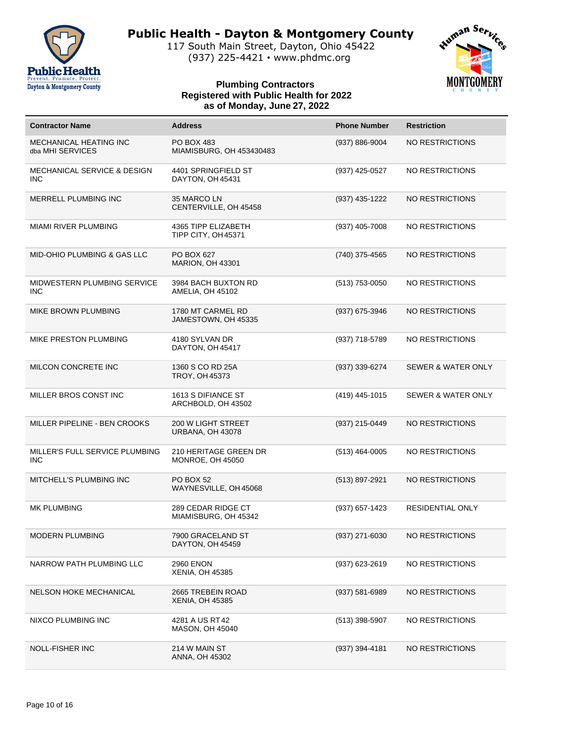# Public Health - Dayton & Montgomery County

117 South Main Street, Dayton, Ohio 45422
(937) 225-4421 • www.phdmc.org

**Plumbing Contractors**
**Registered with Public Health for 2022**
**as of Monday, June 27, 2022**

| Contractor Name | Address | Phone Number | Restriction |
|---|---|---|---|
| MECHANICAL HEATING INC dba MHI SERVICES | PO BOX 483 MIAMISBURG, OH 453430483 | (937) 886-9004 | NO RESTRICTIONS |
| MECHANICAL SERVICE & DESIGN INC | 4401 SPRINGFIELD ST DAYTON, OH 45431 | (937) 425-0527 | NO RESTRICTIONS |
| MERRELL PLUMBING INC | 35 MARCO LN CENTERVILLE, OH 45458 | (937) 435-1222 | NO RESTRICTIONS |
| MIAMI RIVER PLUMBING | 4365 TIPP ELIZABETH TIPP CITY, OH 45371 | (937) 405-7008 | NO RESTRICTIONS |
| MID-OHIO PLUMBING & GAS LLC | PO BOX 627 MARION, OH 43301 | (740) 375-4565 | NO RESTRICTIONS |
| MIDWESTERN PLUMBING SERVICE INC | 3984 BACH BUXTON RD AMELIA, OH 45102 | (513) 753-0050 | NO RESTRICTIONS |
| MIKE BROWN PLUMBING | 1780 MT CARMEL RD JAMESTOWN, OH 45335 | (937) 675-3946 | NO RESTRICTIONS |
| MIKE PRESTON PLUMBING | 4180 SYLVAN DR DAYTON, OH 45417 | (937) 718-5789 | NO RESTRICTIONS |
| MILCON CONCRETE INC | 1360 S CO RD 25A TROY, OH 45373 | (937) 339-6274 | SEWER & WATER ONLY |
| MILLER BROS CONST INC | 1613 S DIFIANCE ST ARCHBOLD, OH 43502 | (419) 445-1015 | SEWER & WATER ONLY |
| MILLER PIPELINE - BEN CROOKS | 200 W LIGHT STREET URBANA, OH 43078 | (937) 215-0449 | NO RESTRICTIONS |
| MILLER'S FULL SERVICE PLUMBING INC | 210 HERITAGE GREEN DR MONROE, OH 45050 | (513) 464-0005 | NO RESTRICTIONS |
| MITCHELL'S PLUMBING INC | PO BOX 52 WAYNESVILLE, OH 45068 | (513) 897-2921 | NO RESTRICTIONS |
| MK PLUMBING | 289 CEDAR RIDGE CT MIAMISBURG, OH 45342 | (937) 657-1423 | RESIDENTIAL ONLY |
| MODERN PLUMBING | 7900 GRACELAND ST DAYTON, OH 45459 | (937) 271-6030 | NO RESTRICTIONS |
| NARROW PATH PLUMBING LLC | 2960 ENON XENIA, OH 45385 | (937) 623-2619 | NO RESTRICTIONS |
| NELSON HOKE MECHANICAL | 2665 TREBEIN ROAD XENIA, OH 45385 | (937) 581-6989 | NO RESTRICTIONS |
| NIXCO PLUMBING INC | 4281 A US RT 42 MASON, OH 45040 | (513) 398-5907 | NO RESTRICTIONS |
| NOLL-FISHER INC | 214 W MAIN ST ANNA, OH 45302 | (937) 394-4181 | NO RESTRICTIONS |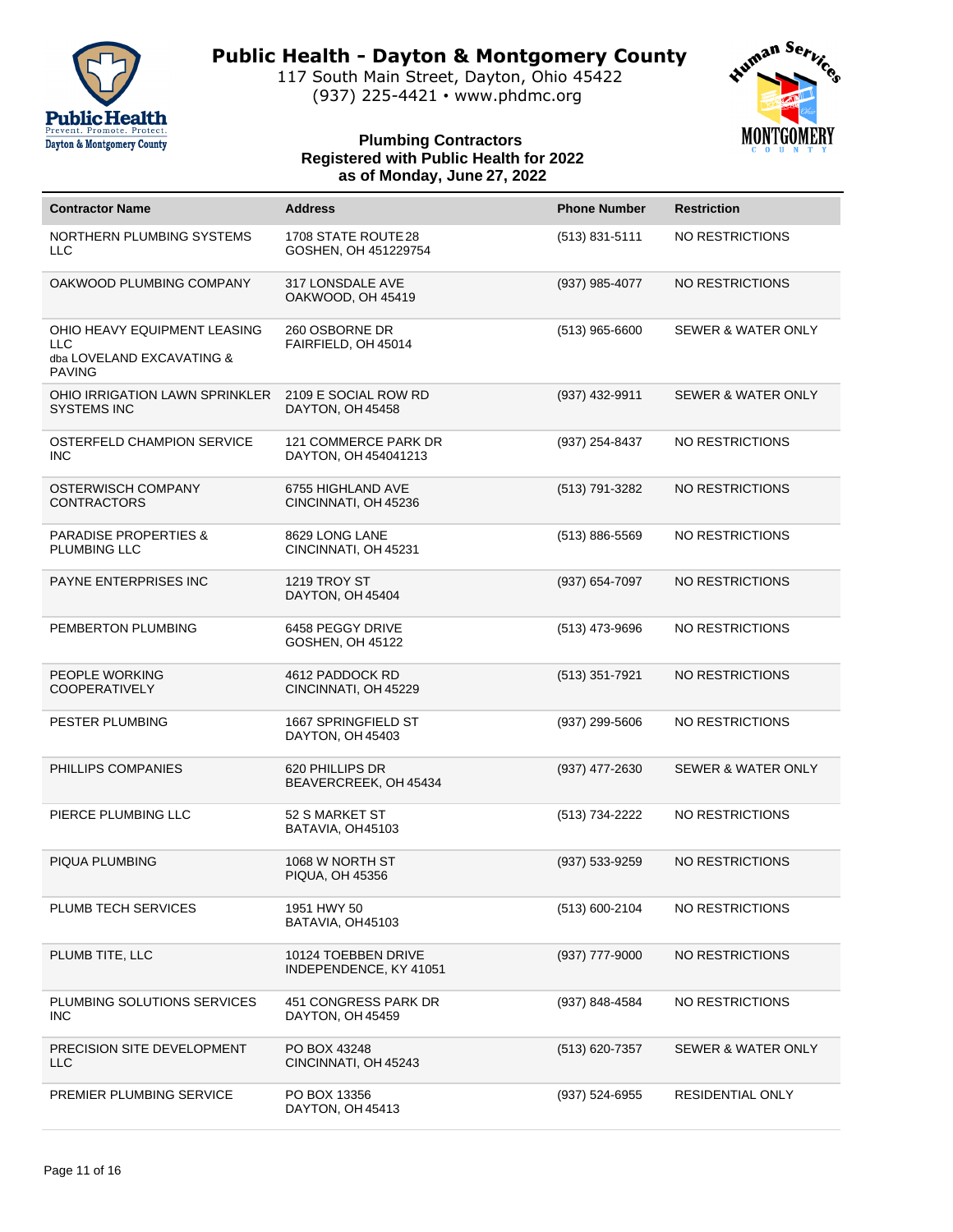# Public Health - Dayton & Montgomery County

117 South Main Street, Dayton, Ohio 45422
(937) 225-4421 • www.phdmc.org

### Plumbing Contractors Registered with Public Health for 2022 as of Monday, June 27, 2022

| Contractor Name | Address | Phone Number | Restriction |
|---|---|---|---|
| NORTHERN PLUMBING SYSTEMS LLC | 1708 STATE ROUTE 28 GOSHEN, OH 451229754 | (513) 831-5111 | NO RESTRICTIONS |
| OAKWOOD PLUMBING COMPANY | 317 LONSDALE AVE OAKWOOD, OH 45419 | (937) 985-4077 | NO RESTRICTIONS |
| OHIO HEAVY EQUIPMENT LEASING LLC dba LOVELAND EXCAVATING & PAVING | 260 OSBORNE DR FAIRFIELD, OH 45014 | (513) 965-6600 | SEWER & WATER ONLY |
| OHIO IRRIGATION LAWN SPRINKLER SYSTEMS INC | 2109 E SOCIAL ROW RD DAYTON, OH 45458 | (937) 432-9911 | SEWER & WATER ONLY |
| OSTERFELD CHAMPION SERVICE INC | 121 COMMERCE PARK DR DAYTON, OH 454041213 | (937) 254-8437 | NO RESTRICTIONS |
| OSTERWISCH COMPANY CONTRACTORS | 6755 HIGHLAND AVE CINCINNATI, OH 45236 | (513) 791-3282 | NO RESTRICTIONS |
| PARADISE PROPERTIES & PLUMBING LLC | 8629 LONG LANE CINCINNATI, OH 45231 | (513) 886-5569 | NO RESTRICTIONS |
| PAYNE ENTERPRISES INC | 1219 TROY ST DAYTON, OH 45404 | (937) 654-7097 | NO RESTRICTIONS |
| PEMBERTON PLUMBING | 6458 PEGGY DRIVE GOSHEN, OH 45122 | (513) 473-9696 | NO RESTRICTIONS |
| PEOPLE WORKING COOPERATIVELY | 4612 PADDOCK RD CINCINNATI, OH 45229 | (513) 351-7921 | NO RESTRICTIONS |
| PESTER PLUMBING | 1667 SPRINGFIELD ST DAYTON, OH 45403 | (937) 299-5606 | NO RESTRICTIONS |
| PHILLIPS COMPANIES | 620 PHILLIPS DR BEAVERCREEK, OH 45434 | (937) 477-2630 | SEWER & WATER ONLY |
| PIERCE PLUMBING LLC | 52 S MARKET ST BATAVIA, OH45103 | (513) 734-2222 | NO RESTRICTIONS |
| PIQUA PLUMBING | 1068 W NORTH ST PIQUA, OH 45356 | (937) 533-9259 | NO RESTRICTIONS |
| PLUMB TECH SERVICES | 1951 HWY 50 BATAVIA, OH45103 | (513) 600-2104 | NO RESTRICTIONS |
| PLUMB TITE, LLC | 10124 TOEBBEN DRIVE INDEPENDENCE, KY 41051 | (937) 777-9000 | NO RESTRICTIONS |
| PLUMBING SOLUTIONS SERVICES INC | 451 CONGRESS PARK DR DAYTON, OH 45459 | (937) 848-4584 | NO RESTRICTIONS |
| PRECISION SITE DEVELOPMENT LLC | PO BOX 43248 CINCINNATI, OH 45243 | (513) 620-7357 | SEWER & WATER ONLY |
| PREMIER PLUMBING SERVICE | PO BOX 13356 DAYTON, OH 45413 | (937) 524-6955 | RESIDENTIAL ONLY |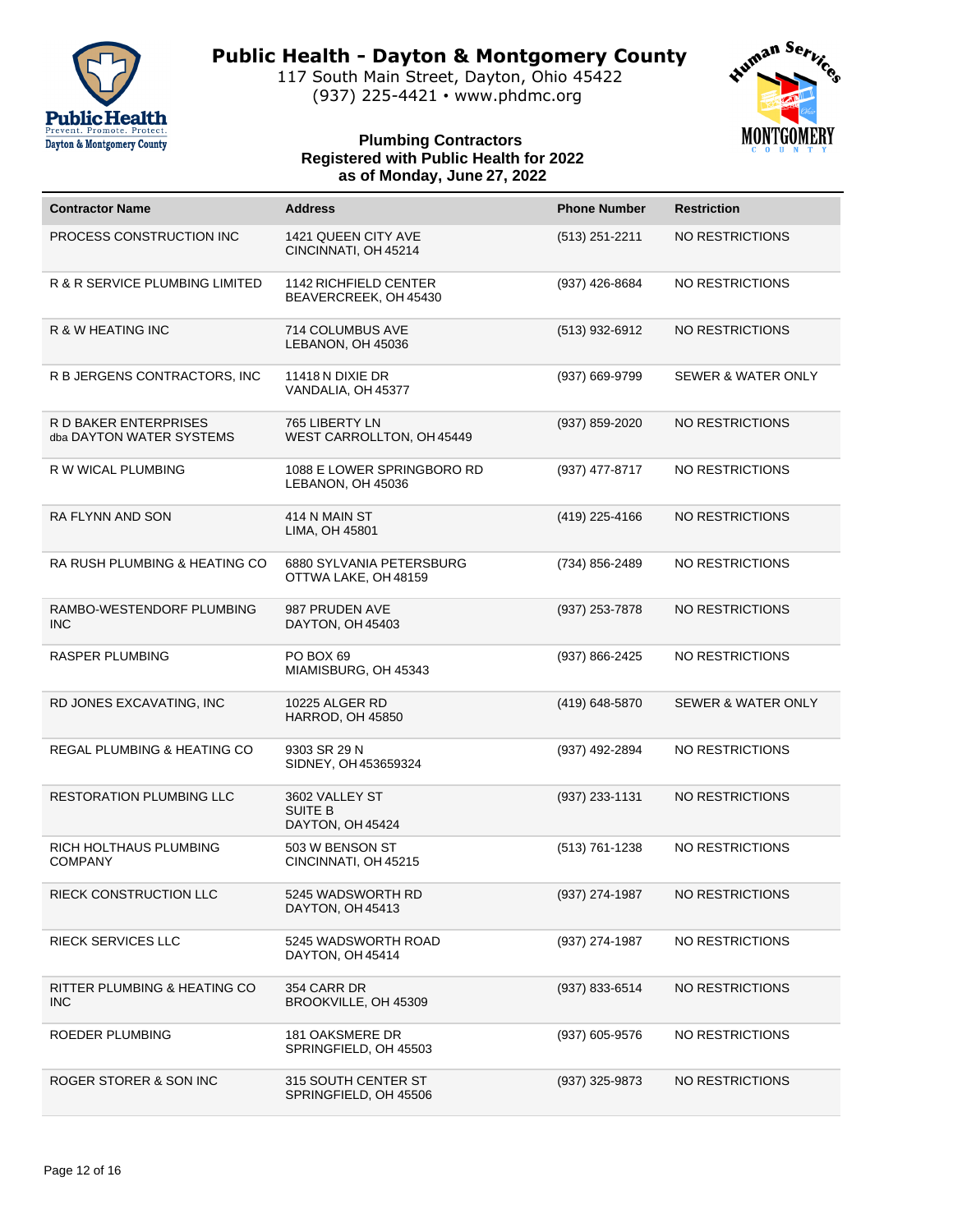# Public Health - Dayton & Montgomery County

117 South Main Street, Dayton, Ohio 45422
(937) 225-4421 • www.phdmc.org

**Plumbing Contractors**
**Registered with Public Health for 2022**
**as of Monday, June 27, 2022**

| Contractor Name | Address | Phone Number | Restriction |
|---|---|---|---|
| PROCESS CONSTRUCTION INC | 1421 QUEEN CITY AVE<br>CINCINNATI, OH 45214 | (513) 251-2211 | NO RESTRICTIONS |
| R & R SERVICE PLUMBING LIMITED | 1142 RICHFIELD CENTER<br>BEAVERCREEK, OH 45430 | (937) 426-8684 | NO RESTRICTIONS |
| R & W HEATING INC | 714 COLUMBUS AVE<br>LEBANON, OH 45036 | (513) 932-6912 | NO RESTRICTIONS |
| R B JERGENS CONTRACTORS, INC | 11418 N DIXIE DR<br>VANDALIA, OH 45377 | (937) 669-9799 | SEWER & WATER ONLY |
| R D BAKER ENTERPRISES<br>dba DAYTON WATER SYSTEMS | 765 LIBERTY LN<br>WEST CARROLLTON, OH 45449 | (937) 859-2020 | NO RESTRICTIONS |
| R W WICAL PLUMBING | 1088 E LOWER SPRINGBORO RD<br>LEBANON, OH 45036 | (937) 477-8717 | NO RESTRICTIONS |
| RA FLYNN AND SON | 414 N MAIN ST<br>LIMA, OH 45801 | (419) 225-4166 | NO RESTRICTIONS |
| RA RUSH PLUMBING & HEATING CO | 6880 SYLVANIA PETERSBURG<br>OTTWA LAKE, OH 48159 | (734) 856-2489 | NO RESTRICTIONS |
| RAMBO-WESTENDORF PLUMBING INC | 987 PRUDEN AVE<br>DAYTON, OH 45403 | (937) 253-7878 | NO RESTRICTIONS |
| RASPER PLUMBING | PO BOX 69<br>MIAMISBURG, OH 45343 | (937) 866-2425 | NO RESTRICTIONS |
| RD JONES EXCAVATING, INC | 10225 ALGER RD<br>HARROD, OH 45850 | (419) 648-5870 | SEWER & WATER ONLY |
| REGAL PLUMBING & HEATING CO | 9303 SR 29 N<br>SIDNEY, OH 453659324 | (937) 492-2894 | NO RESTRICTIONS |
| RESTORATION PLUMBING LLC | 3602 VALLEY ST<br>SUITE B<br>DAYTON, OH 45424 | (937) 233-1131 | NO RESTRICTIONS |
| RICH HOLTHAUS PLUMBING COMPANY | 503 W BENSON ST<br>CINCINNATI, OH 45215 | (513) 761-1238 | NO RESTRICTIONS |
| RIECK CONSTRUCTION LLC | 5245 WADSWORTH RD<br>DAYTON, OH 45413 | (937) 274-1987 | NO RESTRICTIONS |
| RIECK SERVICES LLC | 5245 WADSWORTH ROAD<br>DAYTON, OH 45414 | (937) 274-1987 | NO RESTRICTIONS |
| RITTER PLUMBING & HEATING CO INC | 354 CARR DR<br>BROOKVILLE, OH 45309 | (937) 833-6514 | NO RESTRICTIONS |
| ROEDER PLUMBING | 181 OAKSMERE DR<br>SPRINGFIELD, OH 45503 | (937) 605-9576 | NO RESTRICTIONS |
| ROGER STORER & SON INC | 315 SOUTH CENTER ST<br>SPRINGFIELD, OH 45506 | (937) 325-9873 | NO RESTRICTIONS |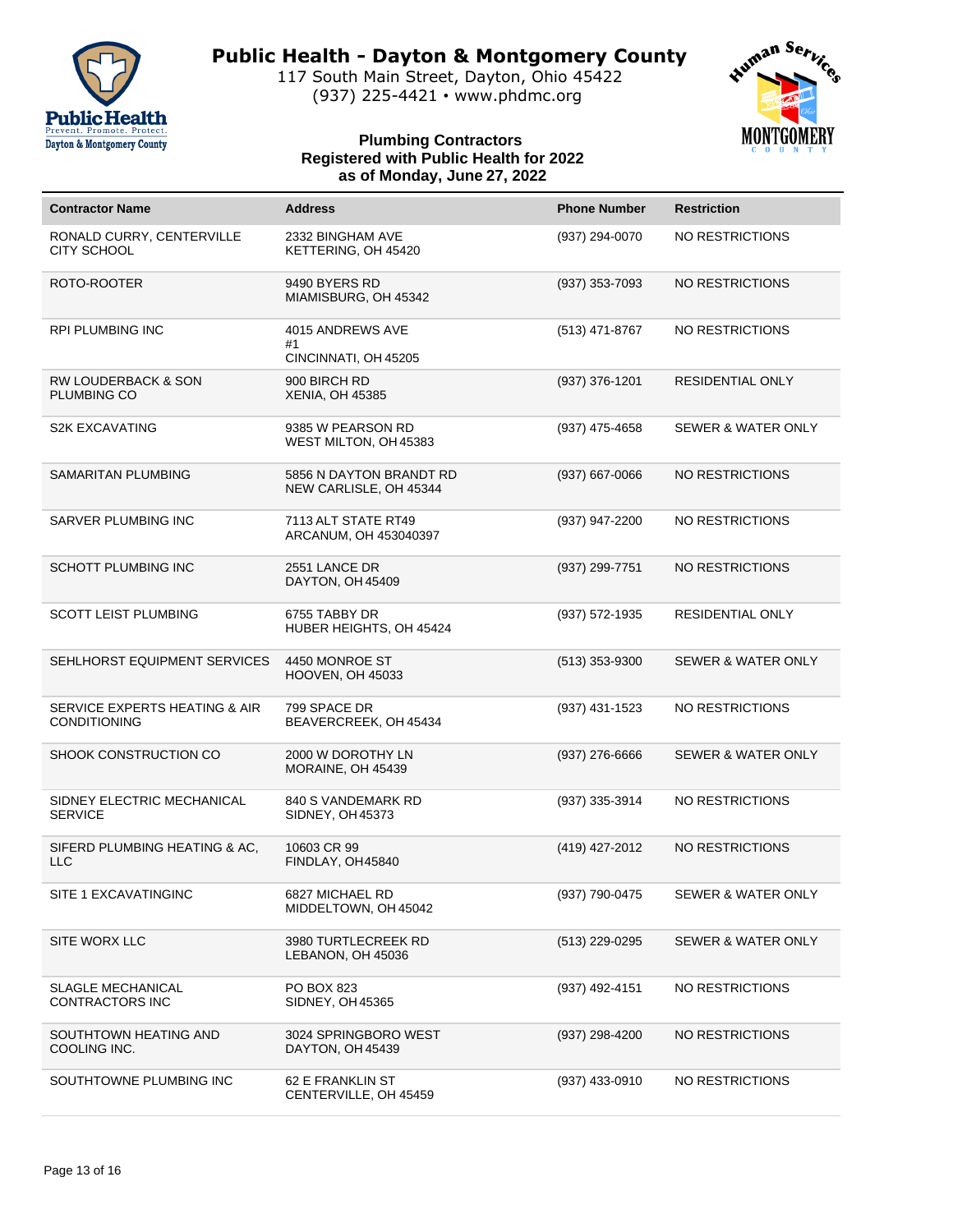# Public Health - Dayton & Montgomery County

117 South Main Street, Dayton, Ohio 45422
(937) 225-4421 • www.phdmc.org

**Plumbing Contractors**
**Registered with Public Health for 2022**
**as of Monday, June 27, 2022**

| Contractor Name | Address | Phone Number | Restriction |
|---|---|---|---|
| RONALD CURRY, CENTERVILLE CITY SCHOOL | 2332 BINGHAM AVE KETTERING, OH 45420 | (937) 294-0070 | NO RESTRICTIONS |
| ROTO-ROOTER | 9490 BYERS RD MIAMISBURG, OH 45342 | (937) 353-7093 | NO RESTRICTIONS |
| RPI PLUMBING INC | 4015 ANDREWS AVE #1 CINCINNATI, OH 45205 | (513) 471-8767 | NO RESTRICTIONS |
| RW LOUDERBACK & SON PLUMBING CO | 900 BIRCH RD XENIA, OH 45385 | (937) 376-1201 | RESIDENTIAL ONLY |
| S2K EXCAVATING | 9385 W PEARSON RD WEST MILTON, OH 45383 | (937) 475-4658 | SEWER & WATER ONLY |
| SAMARITAN PLUMBING | 5856 N DAYTON BRANDT RD NEW CARLISLE, OH 45344 | (937) 667-0066 | NO RESTRICTIONS |
| SARVER PLUMBING INC | 7113 ALT STATE RT49 ARCANUM, OH 453040397 | (937) 947-2200 | NO RESTRICTIONS |
| SCHOTT PLUMBING INC | 2551 LANCE DR DAYTON, OH 45409 | (937) 299-7751 | NO RESTRICTIONS |
| SCOTT LEIST PLUMBING | 6755 TABBY DR HUBER HEIGHTS, OH 45424 | (937) 572-1935 | RESIDENTIAL ONLY |
| SEHLHORST EQUIPMENT SERVICES | 4450 MONROE ST HOOVEN, OH 45033 | (513) 353-9300 | SEWER & WATER ONLY |
| SERVICE EXPERTS HEATING & AIR CONDITIONING | 799 SPACE DR BEAVERCREEK, OH 45434 | (937) 431-1523 | NO RESTRICTIONS |
| SHOOK CONSTRUCTION CO | 2000 W DOROTHY LN MORAINE, OH 45439 | (937) 276-6666 | SEWER & WATER ONLY |
| SIDNEY ELECTRIC MECHANICAL SERVICE | 840 S VANDEMARK RD SIDNEY, OH 45373 | (937) 335-3914 | NO RESTRICTIONS |
| SIFERD PLUMBING HEATING & AC, LLC | 10603 CR 99 FINDLAY, OH45840 | (419) 427-2012 | NO RESTRICTIONS |
| SITE 1 EXCAVATINGINC | 6827 MICHAEL RD MIDDELTOWN, OH 45042 | (937) 790-0475 | SEWER & WATER ONLY |
| SITE WORX LLC | 3980 TURTLECREEK RD LEBANON, OH 45036 | (513) 229-0295 | SEWER & WATER ONLY |
| SLAGLE MECHANICAL CONTRACTORS INC | PO BOX 823 SIDNEY, OH 45365 | (937) 492-4151 | NO RESTRICTIONS |
| SOUTHTOWN HEATING AND COOLING INC. | 3024 SPRINGBORO WEST DAYTON, OH 45439 | (937) 298-4200 | NO RESTRICTIONS |
| SOUTHTOWNE PLUMBING INC | 62 E FRANKLIN ST CENTERVILLE, OH 45459 | (937) 433-0910 | NO RESTRICTIONS |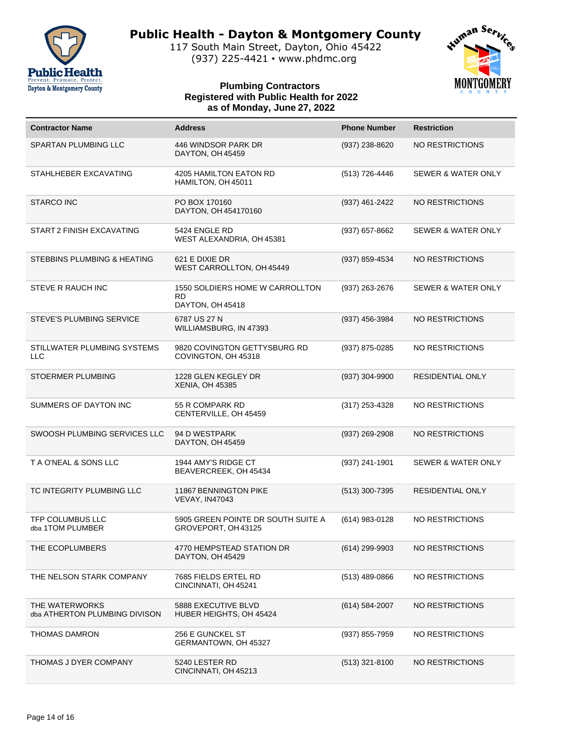# Public Health - Dayton & Montgomery County

117 South Main Street, Dayton, Ohio 45422
(937) 225-4421 • www.phdmc.org

### Plumbing Contractors
### Registered with Public Health for 2022
### as of Monday, June 27, 2022

| Contractor Name | Address | Phone Number | Restriction |
|---|---|---|---|
| SPARTAN PLUMBING LLC | 446 WINDSOR PARK DR<br>DAYTON, OH 45459 | (937) 238-8620 | NO RESTRICTIONS |
| STAHLHEBER EXCAVATING | 4205 HAMILTON EATON RD<br>HAMILTON, OH 45011 | (513) 726-4446 | SEWER & WATER ONLY |
| STARCO INC | PO BOX 170160<br>DAYTON, OH 454170160 | (937) 461-2422 | NO RESTRICTIONS |
| START 2 FINISH EXCAVATING | 5424 ENGLE RD<br>WEST ALEXANDRIA, OH 45381 | (937) 657-8662 | SEWER & WATER ONLY |
| STEBBINS PLUMBING & HEATING | 621 E DIXIE DR<br>WEST CARROLLTON, OH 45449 | (937) 859-4534 | NO RESTRICTIONS |
| STEVE R RAUCH INC | 1550 SOLDIERS HOME W CARROLLTON RD<br>DAYTON, OH 45418 | (937) 263-2676 | SEWER & WATER ONLY |
| STEVE'S PLUMBING SERVICE | 6787 US 27 N<br>WILLIAMSBURG, IN 47393 | (937) 456-3984 | NO RESTRICTIONS |
| STILLWATER PLUMBING SYSTEMS LLC | 9820 COVINGTON GETTYSBURG RD<br>COVINGTON, OH 45318 | (937) 875-0285 | NO RESTRICTIONS |
| STOERMER PLUMBING | 1228 GLEN KEGLEY DR<br>XENIA, OH 45385 | (937) 304-9900 | RESIDENTIAL ONLY |
| SUMMERS OF DAYTON INC | 55 R COMPARK RD<br>CENTERVILLE, OH 45459 | (317) 253-4328 | NO RESTRICTIONS |
| SWOOSH PLUMBING SERVICES LLC | 94 D WESTPARK<br>DAYTON, OH 45459 | (937) 269-2908 | NO RESTRICTIONS |
| T A O'NEAL & SONS LLC | 1944 AMY'S RIDGE CT<br>BEAVERCREEK, OH 45434 | (937) 241-1901 | SEWER & WATER ONLY |
| TC INTEGRITY PLUMBING LLC | 11867 BENNINGTON PIKE<br>VEVAY, IN47043 | (513) 300-7395 | RESIDENTIAL ONLY |
| TFP COLUMBUS LLC<br>dba 1TOM PLUMBER | 5905 GREEN POINTE DR SOUTH SUITE A<br>GROVEPORT, OH 43125 | (614) 983-0128 | NO RESTRICTIONS |
| THE ECOPLUMBERS | 4770 HEMPSTEAD STATION DR<br>DAYTON, OH 45429 | (614) 299-9903 | NO RESTRICTIONS |
| THE NELSON STARK COMPANY | 7685 FIELDS ERTEL RD<br>CINCINNATI, OH 45241 | (513) 489-0866 | NO RESTRICTIONS |
| THE WATERWORKS<br>dba ATHERTON PLUMBING DIVISON | 5888 EXECUTIVE BLVD<br>HUBER HEIGHTS, OH 45424 | (614) 584-2007 | NO RESTRICTIONS |
| THOMAS DAMRON | 256 E GUNCKEL ST<br>GERMANTOWN, OH 45327 | (937) 855-7959 | NO RESTRICTIONS |
| THOMAS J DYER COMPANY | 5240 LESTER RD<br>CINCINNATI, OH 45213 | (513) 321-8100 | NO RESTRICTIONS |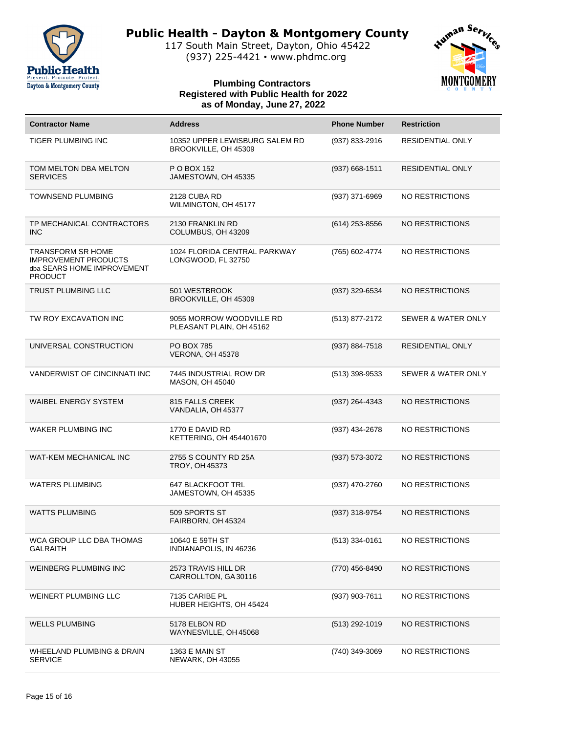# Public Health - Dayton & Montgomery County

117 South Main Street, Dayton, Ohio 45422
(937) 225-4421 • www.phdmc.org

## Plumbing Contractors Registered with Public Health for 2022 as of Monday, June 27, 2022

| Contractor Name | Address | Phone Number | Restriction |
|---|---|---|---|
| TIGER PLUMBING INC | 10352 UPPER LEWISBURG SALEM RD BROOKVILLE, OH 45309 | (937) 833-2916 | RESIDENTIAL ONLY |
| TOM MELTON DBA MELTON SERVICES | P O BOX 152 JAMESTOWN, OH 45335 | (937) 668-1511 | RESIDENTIAL ONLY |
| TOWNSEND PLUMBING | 2128 CUBA RD WILMINGTON, OH 45177 | (937) 371-6969 | NO RESTRICTIONS |
| TP MECHANICAL CONTRACTORS INC | 2130 FRANKLIN RD COLUMBUS, OH 43209 | (614) 253-8556 | NO RESTRICTIONS |
| TRANSFORM SR HOME IMPROVEMENT PRODUCTS dba SEARS HOME IMPROVEMENT PRODUCT | 1024 FLORIDA CENTRAL PARKWAY LONGWOOD, FL 32750 | (765) 602-4774 | NO RESTRICTIONS |
| TRUST PLUMBING LLC | 501 WESTBROOK BROOKVILLE, OH 45309 | (937) 329-6534 | NO RESTRICTIONS |
| TW ROY EXCAVATION INC | 9055 MORROW WOODVILLE RD PLEASANT PLAIN, OH 45162 | (513) 877-2172 | SEWER & WATER ONLY |
| UNIVERSAL CONSTRUCTION | PO BOX 785 VERONA, OH 45378 | (937) 884-7518 | RESIDENTIAL ONLY |
| VANDERWIST OF CINCINNATI INC | 7445 INDUSTRIAL ROW DR MASON, OH 45040 | (513) 398-9533 | SEWER & WATER ONLY |
| WAIBEL ENERGY SYSTEM | 815 FALLS CREEK VANDALIA, OH 45377 | (937) 264-4343 | NO RESTRICTIONS |
| WAKER PLUMBING INC | 1770 E DAVID RD KETTERING, OH 454401670 | (937) 434-2678 | NO RESTRICTIONS |
| WAT-KEM MECHANICAL INC | 2755 S COUNTY RD 25A TROY, OH 45373 | (937) 573-3072 | NO RESTRICTIONS |
| WATERS PLUMBING | 647 BLACKFOOT TRL JAMESTOWN, OH 45335 | (937) 470-2760 | NO RESTRICTIONS |
| WATTS PLUMBING | 509 SPORTS ST FAIRBORN, OH 45324 | (937) 318-9754 | NO RESTRICTIONS |
| WCA GROUP LLC DBA THOMAS GALRAITH | 10640 E 59TH ST INDIANAPOLIS, IN 46236 | (513) 334-0161 | NO RESTRICTIONS |
| WEINBERG PLUMBING INC | 2573 TRAVIS HILL DR CARROLLTON, GA 30116 | (770) 456-8490 | NO RESTRICTIONS |
| WEINERT PLUMBING LLC | 7135 CARIBE PL HUBER HEIGHTS, OH 45424 | (937) 903-7611 | NO RESTRICTIONS |
| WELLS PLUMBING | 5178 ELBON RD WAYNESVILLE, OH 45068 | (513) 292-1019 | NO RESTRICTIONS |
| WHEELAND PLUMBING & DRAIN SERVICE | 1363 E MAIN ST NEWARK, OH 43055 | (740) 349-3069 | NO RESTRICTIONS |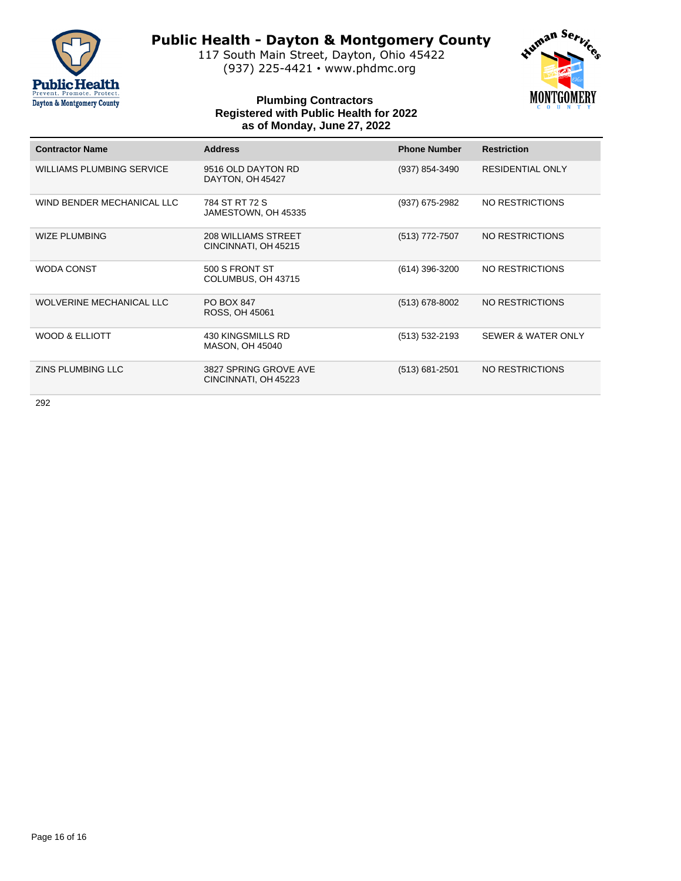# Public Health - Dayton & Montgomery County

117 South Main Street, Dayton, Ohio 45422
(937) 225-4421 • www.phdmc.org

## Plumbing Contractors Registered with Public Health for 2022 as of Monday, June 27, 2022

| Contractor Name | Address | Phone Number | Restriction |
|---|---|---|---|
| WILLIAMS PLUMBING SERVICE | 9516 OLD DAYTON RD<br>DAYTON, OH 45427 | (937) 854-3490 | RESIDENTIAL ONLY |
| WIND BENDER MECHANICAL LLC | 784 ST RT 72 S<br>JAMESTOWN, OH 45335 | (937) 675-2982 | NO RESTRICTIONS |
| WIZE PLUMBING | 208 WILLIAMS STREET<br>CINCINNATI, OH 45215 | (513) 772-7507 | NO RESTRICTIONS |
| WODA CONST | 500 S FRONT ST<br>COLUMBUS, OH 43715 | (614) 396-3200 | NO RESTRICTIONS |
| WOLVERINE MECHANICAL LLC | PO BOX 847<br>ROSS, OH 45061 | (513) 678-8002 | NO RESTRICTIONS |
| WOOD & ELLIOTT | 430 KINGSMILLS RD<br>MASON, OH 45040 | (513) 532-2193 | SEWER & WATER ONLY |
| ZINS PLUMBING LLC | 3827 SPRING GROVE AVE<br>CINCINNATI, OH 45223 | (513) 681-2501 | NO RESTRICTIONS |

292